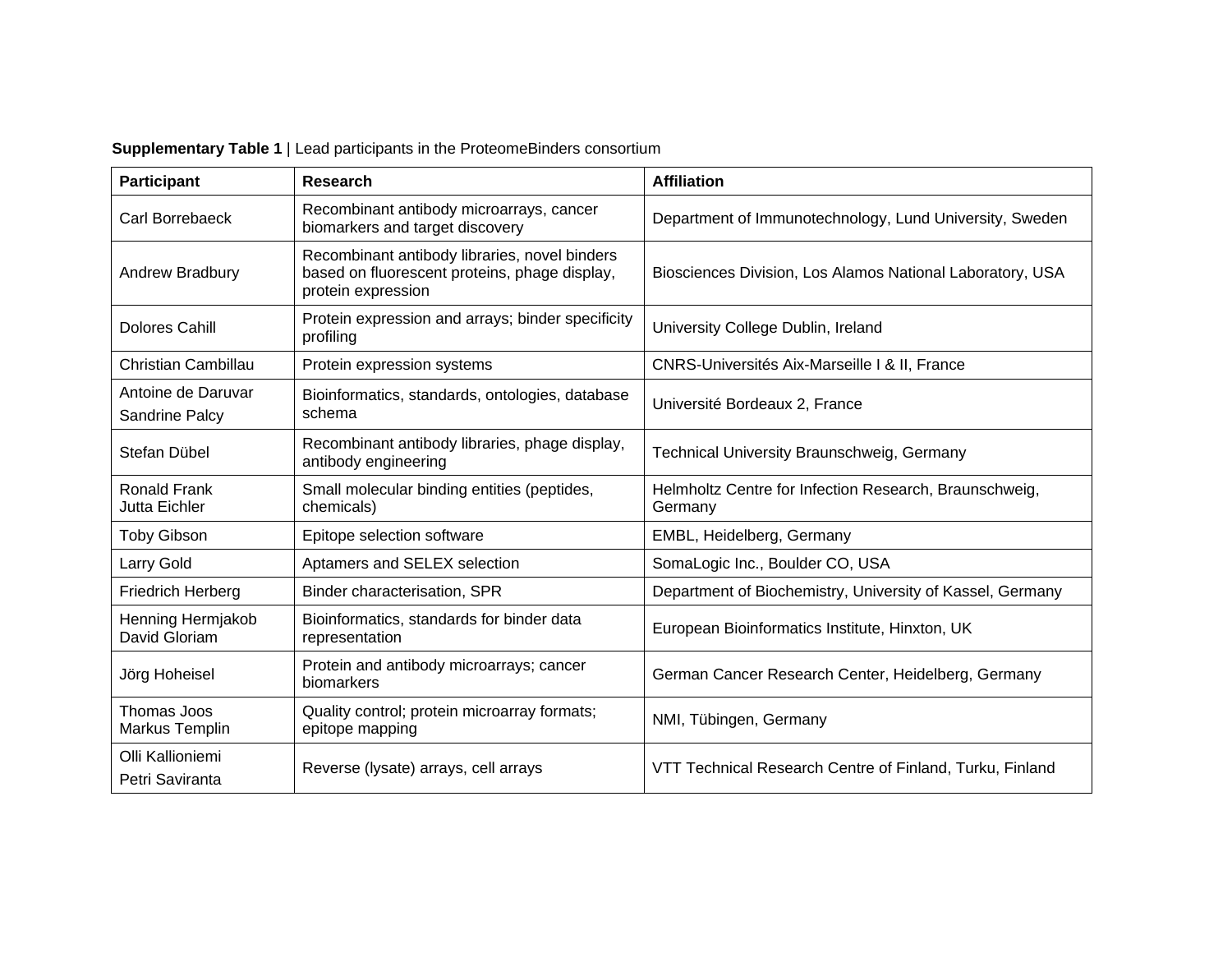**Supplementary Table 1** | Lead participants in the ProteomeBinders consortium

| Participant | Research | Affiliation |
|---|---|---|
| Carl Borrebaeck | Recombinant antibody microarrays, cancer biomarkers and target discovery | Department of Immunotechnology, Lund University, Sweden |
| Andrew Bradbury | Recombinant antibody libraries, novel binders based on fluorescent proteins, phage display, protein expression | Biosciences Division, Los Alamos National Laboratory, USA |
| Dolores Cahill | Protein expression and arrays; binder specificity profiling | University College Dublin, Ireland |
| Christian Cambillau | Protein expression systems | CNRS-Universités Aix-Marseille I & II, France |
| Antoine de Daruvar<br>Sandrine Palcy | Bioinformatics, standards, ontologies, database schema | Université Bordeaux 2, France |
| Stefan Dübel | Recombinant antibody libraries, phage display, antibody engineering | Technical University Braunschweig, Germany |
| Ronald Frank<br>Jutta Eichler | Small molecular binding entities (peptides, chemicals) | Helmholtz Centre for Infection Research, Braunschweig, Germany |
| Toby Gibson | Epitope selection software | EMBL, Heidelberg, Germany |
| Larry Gold | Aptamers and SELEX selection | SomaLogic Inc., Boulder CO, USA |
| Friedrich Herberg | Binder characterisation, SPR | Department of Biochemistry, University of Kassel, Germany |
| Henning Hermjakob<br>David Gloriam | Bioinformatics, standards for binder data representation | European Bioinformatics Institute, Hinxton, UK |
| Jörg Hoheisel | Protein and antibody microarrays; cancer biomarkers | German Cancer Research Center, Heidelberg, Germany |
| Thomas Joos<br>Markus Templin | Quality control; protein microarray formats; epitope mapping | NMI, Tübingen, Germany |
| Olli Kallioniemi<br>Petri Saviranta | Reverse (lysate) arrays, cell arrays | VTT Technical Research Centre of Finland, Turku, Finland |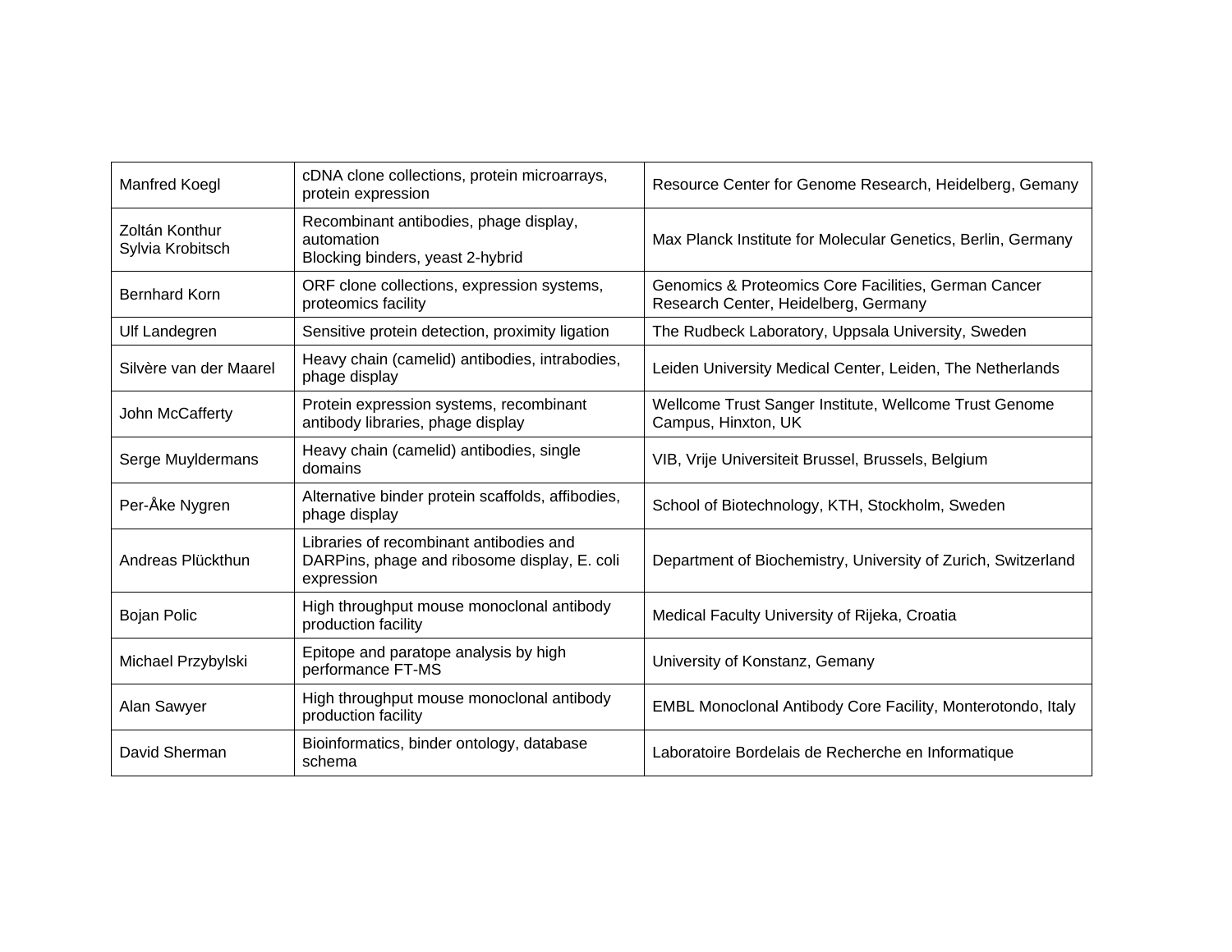| Manfred Koegl | cDNA clone collections, protein microarrays, protein expression | Resource Center for Genome Research, Heidelberg, Gemany |
|---|---|---|
| Zoltán Konthur<br>Sylvia Krobitsch | Recombinant antibodies, phage display, automation<br>Blocking binders, yeast 2-hybrid | Max Planck Institute for Molecular Genetics, Berlin, Germany |
| Bernhard Korn | ORF clone collections, expression systems, proteomics facility | Genomics & Proteomics Core Facilities, German Cancer Research Center, Heidelberg, Germany |
| Ulf Landegren | Sensitive protein detection, proximity ligation | The Rudbeck Laboratory, Uppsala University, Sweden |
| Silvère van der Maarel | Heavy chain (camelid) antibodies, intrabodies, phage display | Leiden University Medical Center, Leiden, The Netherlands |
| John McCafferty | Protein expression systems, recombinant antibody libraries, phage display | Wellcome Trust Sanger Institute, Wellcome Trust Genome Campus, Hinxton, UK |
| Serge Muyldermans | Heavy chain (camelid) antibodies, single domains | VIB, Vrije Universiteit Brussel, Brussels, Belgium |
| Per-Åke Nygren | Alternative binder protein scaffolds, affibodies, phage display | School of Biotechnology, KTH, Stockholm, Sweden |
| Andreas Plückthun | Libraries of recombinant antibodies and DARPins, phage and ribosome display, E. coli expression | Department of Biochemistry, University of Zurich, Switzerland |
| Bojan Polic | High throughput mouse monoclonal antibody production facility | Medical Faculty University of Rijeka, Croatia |
| Michael Przybylski | Epitope and paratope analysis by high performance FT-MS | University of Konstanz, Gemany |
| Alan Sawyer | High throughput mouse monoclonal antibody production facility | EMBL Monoclonal Antibody Core Facility, Monterotondo, Italy |
| David Sherman | Bioinformatics, binder ontology, database schema | Laboratoire Bordelais de Recherche en Informatique |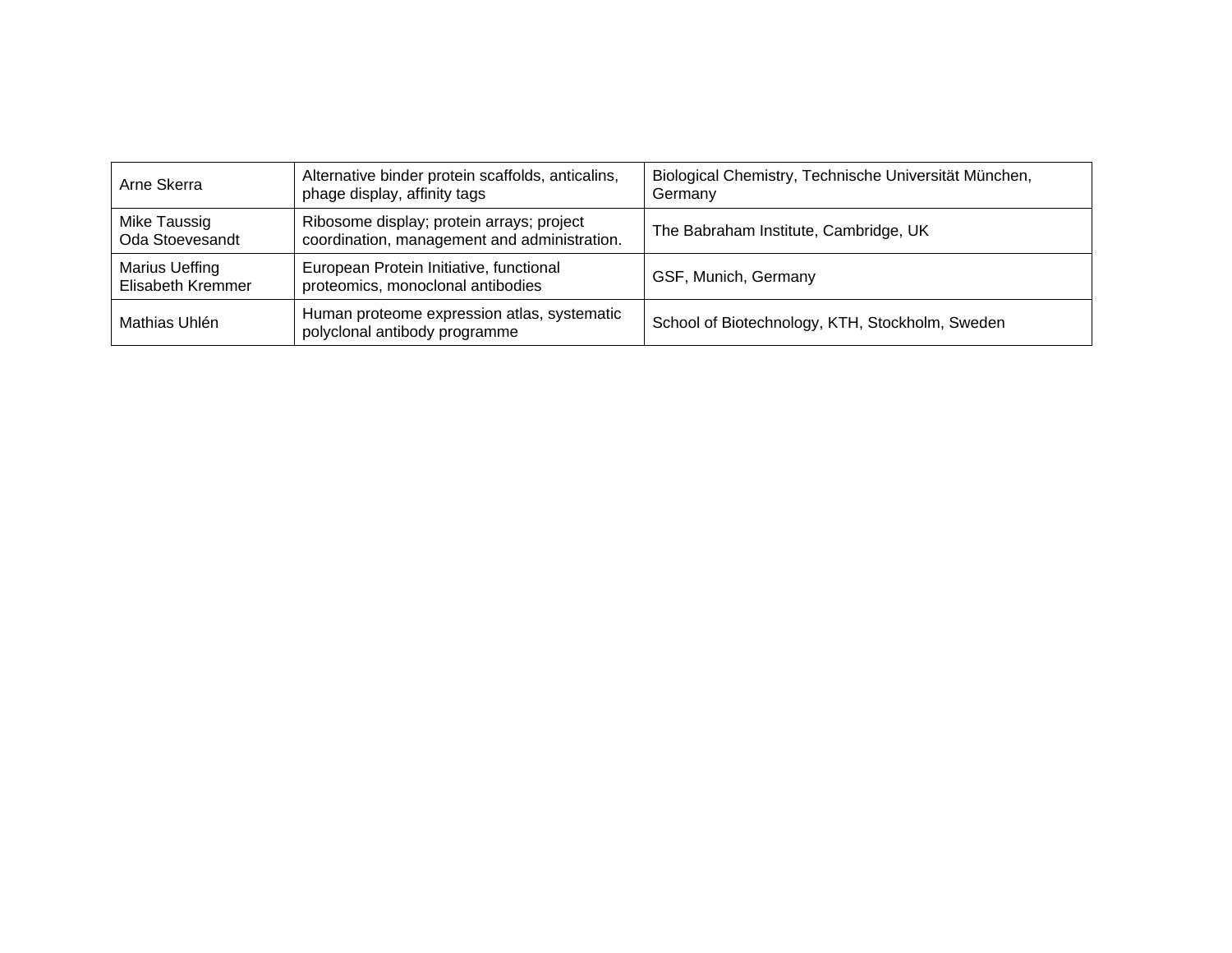| | | |
|---|---|---|
| Arne Skerra | Alternative binder protein scaffolds, anticalins, phage display, affinity tags | Biological Chemistry, Technische Universität München, Germany |
| Mike Taussig<br>Oda Stoevesandt | Ribosome display; protein arrays; project coordination, management and administration. | The Babraham Institute, Cambridge, UK |
| Marius Ueffing<br>Elisabeth Kremmer | European Protein Initiative, functional proteomics, monoclonal antibodies | GSF, Munich, Germany |
| Mathias Uhlén | Human proteome expression atlas, systematic polyclonal antibody programme | School of Biotechnology, KTH, Stockholm, Sweden |